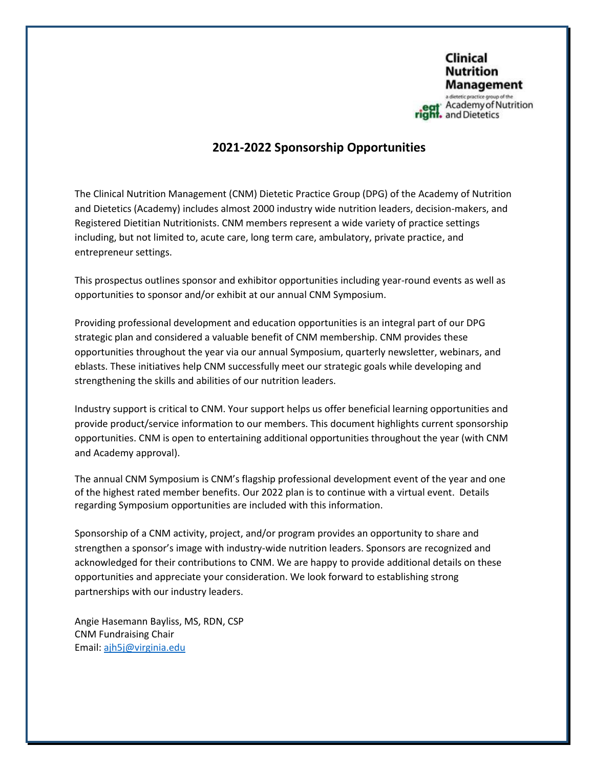Clinical Nutrition Management

a dietetic practice group of the Academy of Nutrition and Dietetics

# 2021-2022 Sponsorship Opportunities

The Clinical Nutrition Management (CNM) Dietetic Practice Group (DPG) of the Academy of Nutrition and Dietetics (Academy) includes almost 2000 industry wide nutrition leaders, decision-makers, and Registered Dietitian Nutritionists. CNM members represent a wide variety of practice settings including, but not limited to, acute care, long term care, ambulatory, private practice, and entrepreneur settings.

This prospectus outlines sponsor and exhibitor opportunities including year-round events as well as opportunities to sponsor and/or exhibit at our annual CNM Symposium.

Providing professional development and education opportunities is an integral part of our DPG strategic plan and considered a valuable benefit of CNM membership. CNM provides these opportunities throughout the year via our annual Symposium, quarterly newsletter, webinars, and eblasts. These initiatives help CNM successfully meet our strategic goals while developing and strengthening the skills and abilities of our nutrition leaders.

Industry support is critical to CNM. Your support helps us offer beneficial learning opportunities and provide product/service information to our members. This document highlights current sponsorship opportunities. CNM is open to entertaining additional opportunities throughout the year (with CNM and Academy approval).

The annual CNM Symposium is CNM's flagship professional development event of the year and one of the highest rated member benefits. Our 2022 plan is to continue with a virtual event. Details regarding Symposium opportunities are included with this information.

Sponsorship of a CNM activity, project, and/or program provides an opportunity to share and strengthen a sponsor's image with industry-wide nutrition leaders. Sponsors are recognized and acknowledged for their contributions to CNM. We are happy to provide additional details on these opportunities and appreciate your consideration. We look forward to establishing strong partnerships with our industry leaders.

Angie Hasemann Bayliss, MS, RDN, CSP
CNM Fundraising Chair
Email: ajh5j@virginia.edu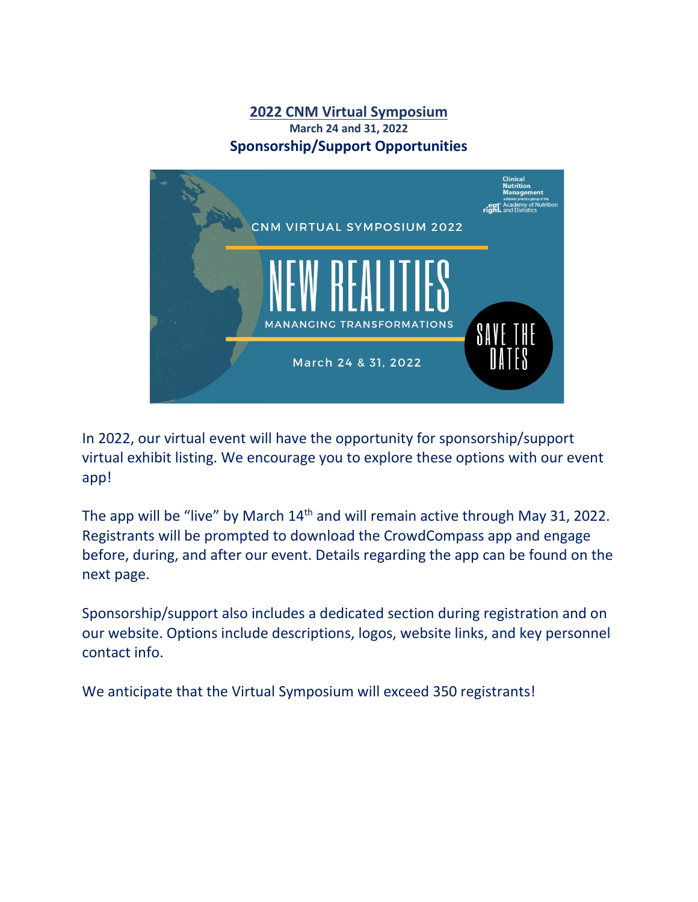# 2022 CNM Virtual Symposium

**March 24 and 31, 2022**

## Sponsorship/Support Opportunities

In 2022, our virtual event will have the opportunity for sponsorship/support virtual exhibit listing. We encourage you to explore these options with our event app!

The app will be "live" by March 14th and will remain active through May 31, 2022. Registrants will be prompted to download the CrowdCompass app and engage before, during, and after our event. Details regarding the app can be found on the next page.

Sponsorship/support also includes a dedicated section during registration and on our website. Options include descriptions, logos, website links, and key personnel contact info.

We anticipate that the Virtual Symposium will exceed 350 registrants!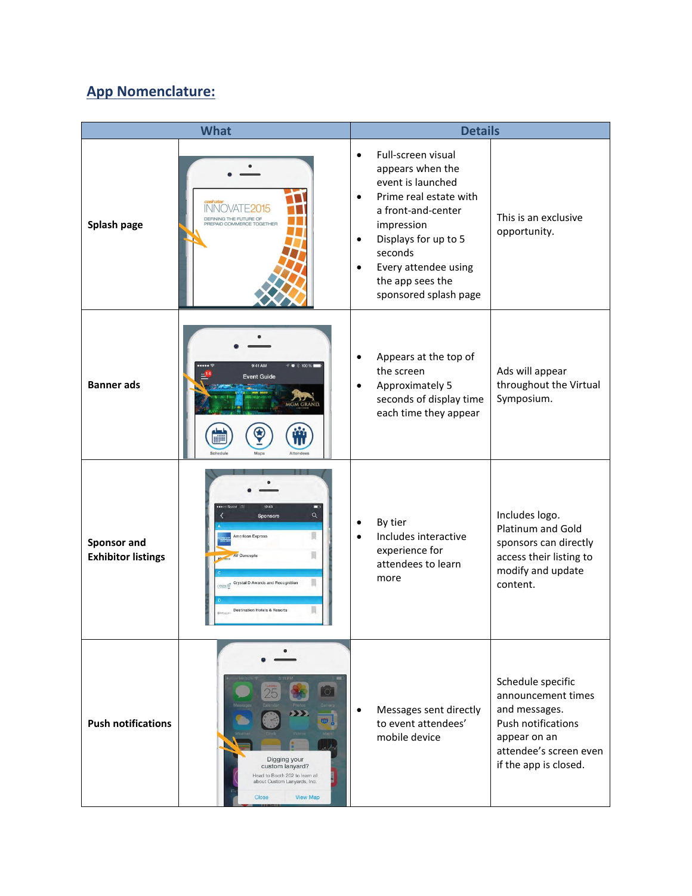## App Nomenclature:

| What | | Details | |
|---|---|---|---|
| **Splash page** | | • Full-screen visual appears when the event is launched<br>• Prime real estate with a front-and-center impression<br>• Displays for up to 5 seconds<br>• Every attendee using the app sees the sponsored splash page | This is an exclusive opportunity. |
| **Banner ads** | | • Appears at the top of the screen<br>• Approximately 5 seconds of display time each time they appear | Ads will appear throughout the Virtual Symposium. |
| **Sponsor and Exhibitor listings** | | • By tier<br>• Includes interactive experience for attendees to learn more | Includes logo. Platinum and Gold sponsors can directly access their listing to modify and update content. |
| **Push notifications** | | • Messages sent directly to event attendees' mobile device | Schedule specific announcement times and messages. Push notifications appear on an attendee's screen even if the app is closed. |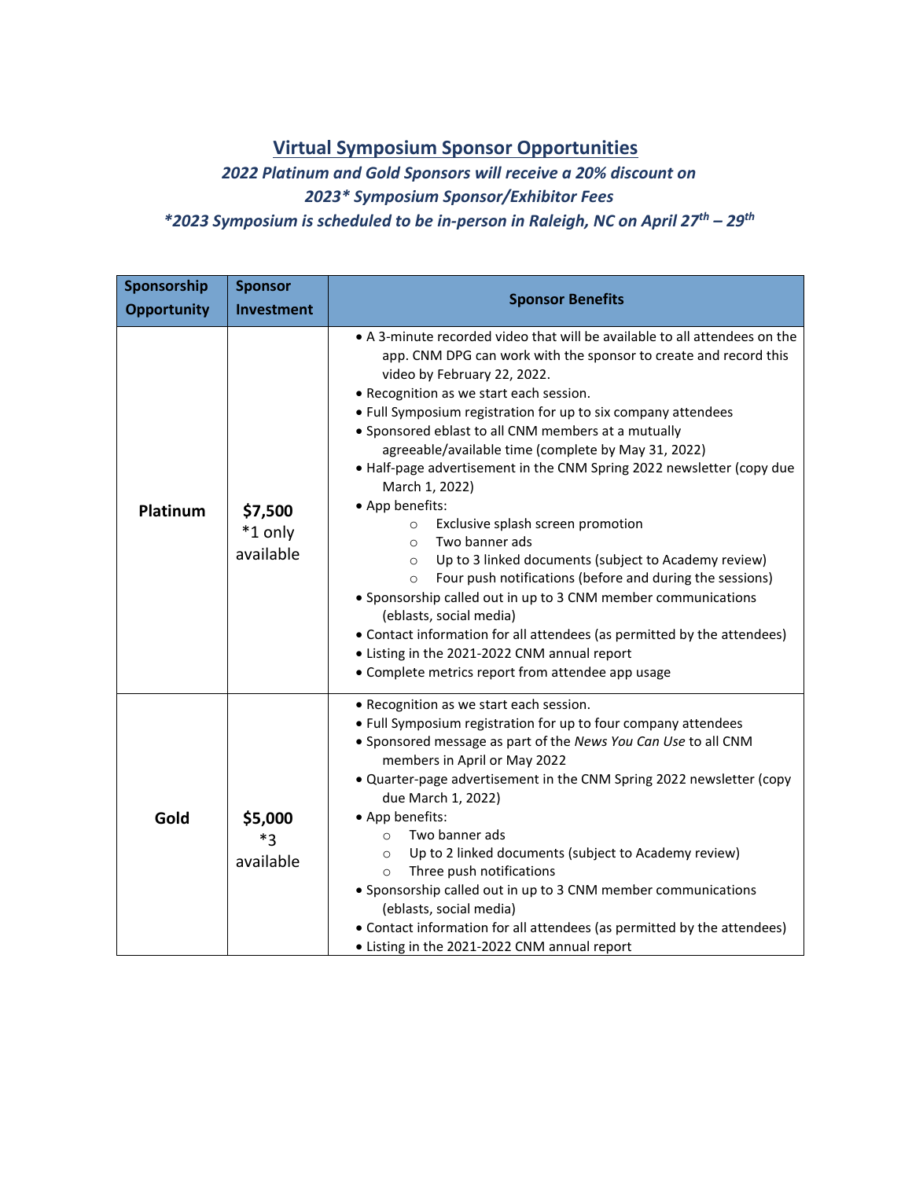# Virtual Symposium Sponsor Opportunities

***2022 Platinum and Gold Sponsors will receive a 20% discount on 2023* Symposium Sponsor/Exhibitor Fees***

****2023 Symposium is scheduled to be in-person in Raleigh, NC on April 27th – 29th***

| Sponsorship Opportunity | Sponsor Investment | Sponsor Benefits |
|---|---|---|
| **Platinum** | **$7,500** *1 only available | • A 3-minute recorded video that will be available to all attendees on the app. CNM DPG can work with the sponsor to create and record this video by February 22, 2022.<br>• Recognition as we start each session.<br>• Full Symposium registration for up to six company attendees<br>• Sponsored eblast to all CNM members at a mutually agreeable/available time (complete by May 31, 2022)<br>• Half-page advertisement in the CNM Spring 2022 newsletter (copy due March 1, 2022)<br>• App benefits:<br>○ Exclusive splash screen promotion<br>○ Two banner ads<br>○ Up to 3 linked documents (subject to Academy review)<br>○ Four push notifications (before and during the sessions)<br>• Sponsorship called out in up to 3 CNM member communications (eblasts, social media)<br>• Contact information for all attendees (as permitted by the attendees)<br>• Listing in the 2021-2022 CNM annual report<br>• Complete metrics report from attendee app usage |
| **Gold** | **$5,000** *3 available | • Recognition as we start each session.<br>• Full Symposium registration for up to four company attendees<br>• Sponsored message as part of the *News You Can Use* to all CNM members in April or May 2022<br>• Quarter-page advertisement in the CNM Spring 2022 newsletter (copy due March 1, 2022)<br>• App benefits:<br>○ Two banner ads<br>○ Up to 2 linked documents (subject to Academy review)<br>○ Three push notifications<br>• Sponsorship called out in up to 3 CNM member communications (eblasts, social media)<br>• Contact information for all attendees (as permitted by the attendees)<br>• Listing in the 2021-2022 CNM annual report |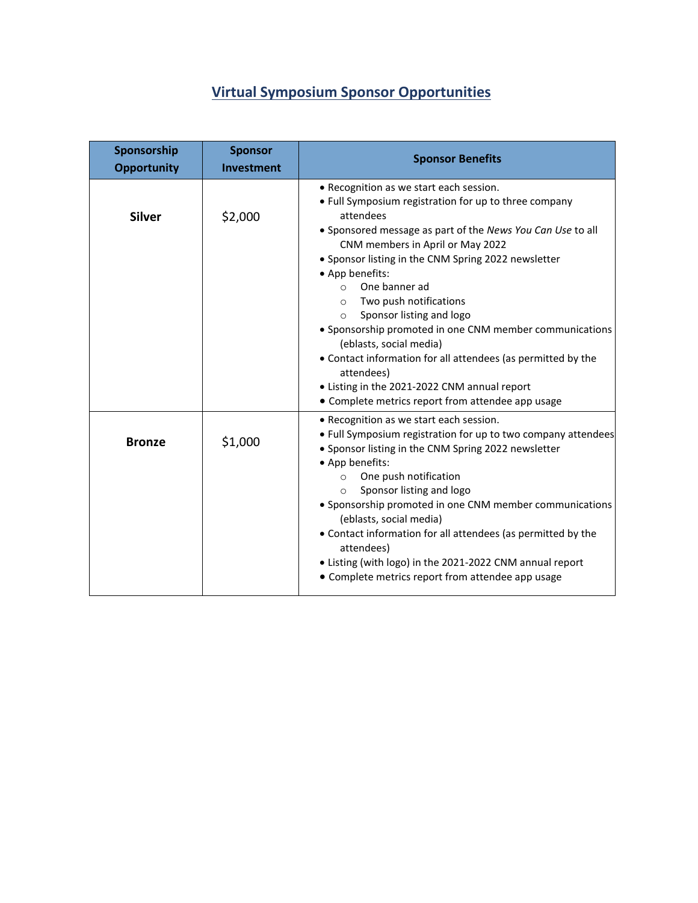## Virtual Symposium Sponsor Opportunities

| Sponsorship Opportunity | Sponsor Investment | Sponsor Benefits |
|---|---|---|
| **Silver** | $2,000 | • Recognition as we start each session.<br>• Full Symposium registration for up to three company attendees<br>• Sponsored message as part of the *News You Can Use* to all CNM members in April or May 2022<br>• Sponsor listing in the CNM Spring 2022 newsletter<br>• App benefits:<br>○ One banner ad<br>○ Two push notifications<br>○ Sponsor listing and logo<br>• Sponsorship promoted in one CNM member communications (eblasts, social media)<br>• Contact information for all attendees (as permitted by the attendees)<br>• Listing in the 2021-2022 CNM annual report<br>• Complete metrics report from attendee app usage |
| **Bronze** | $1,000 | • Recognition as we start each session.<br>• Full Symposium registration for up to two company attendees<br>• Sponsor listing in the CNM Spring 2022 newsletter<br>• App benefits:<br>○ One push notification<br>○ Sponsor listing and logo<br>• Sponsorship promoted in one CNM member communications (eblasts, social media)<br>• Contact information for all attendees (as permitted by the attendees)<br>• Listing (with logo) in the 2021-2022 CNM annual report<br>• Complete metrics report from attendee app usage |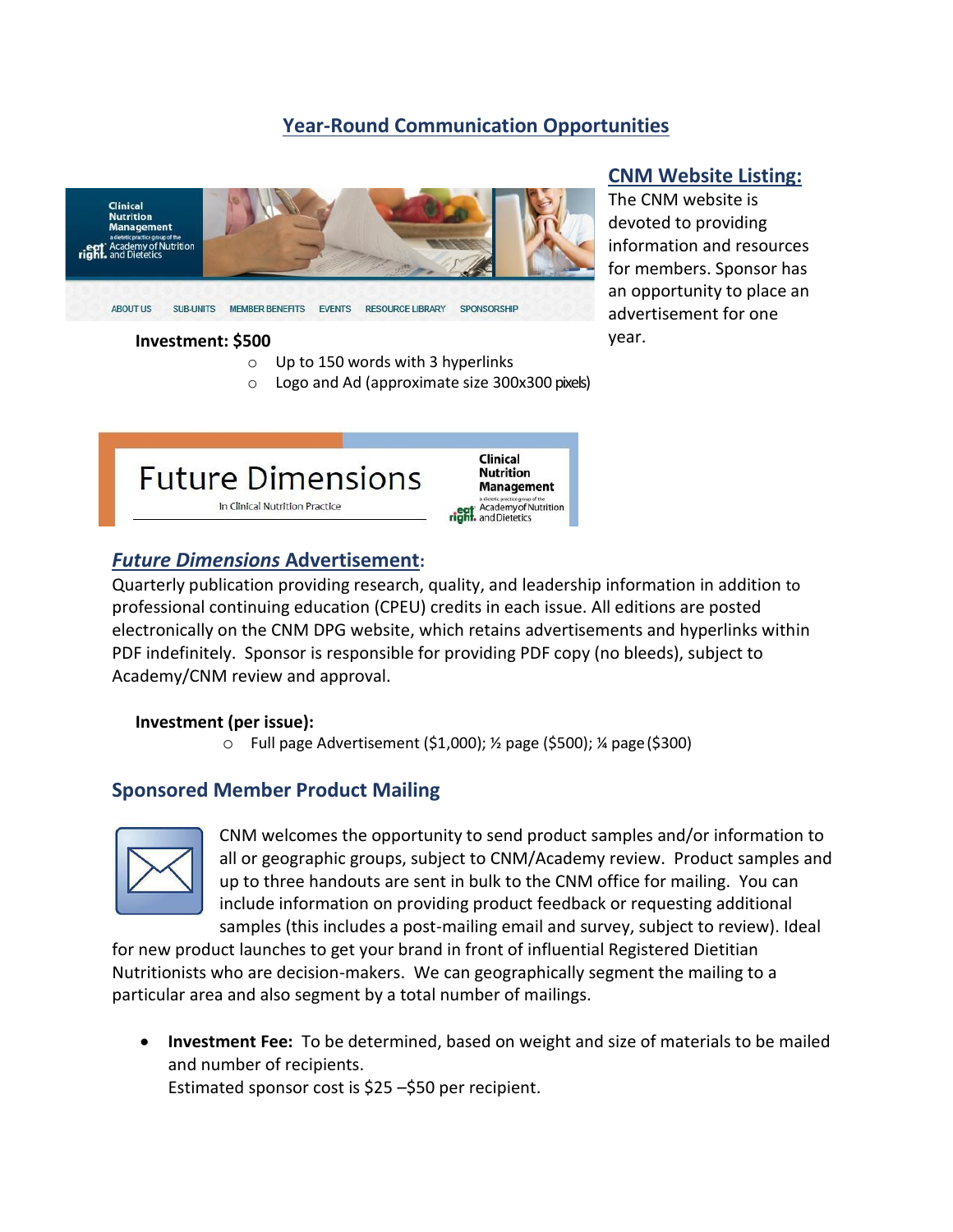# Year-Round Communication Opportunities

## CNM Website Listing:

The CNM website is devoted to providing information and resources for members. Sponsor has an opportunity to place an advertisement for one year.

**Investment: $500**

- Up to 150 words with 3 hyperlinks
- Logo and Ad (approximate size 300x300 pixels)

## *Future Dimensions* Advertisement:

Quarterly publication providing research, quality, and leadership information in addition to professional continuing education (CPEU) credits in each issue. All editions are posted electronically on the CNM DPG website, which retains advertisements and hyperlinks within PDF indefinitely. Sponsor is responsible for providing PDF copy (no bleeds), subject to Academy/CNM review and approval.

**Investment (per issue):**

- Full page Advertisement ($1,000); ½ page ($500); ¼ page ($300)

## Sponsored Member Product Mailing

CNM welcomes the opportunity to send product samples and/or information to all or geographic groups, subject to CNM/Academy review. Product samples and up to three handouts are sent in bulk to the CNM office for mailing. You can include information on providing product feedback or requesting additional samples (this includes a post-mailing email and survey, subject to review). Ideal for new product launches to get your brand in front of influential Registered Dietitian Nutritionists who are decision-makers. We can geographically segment the mailing to a particular area and also segment by a total number of mailings.

- **Investment Fee:** To be determined, based on weight and size of materials to be mailed and number of recipients.
  Estimated sponsor cost is $25 –$50 per recipient.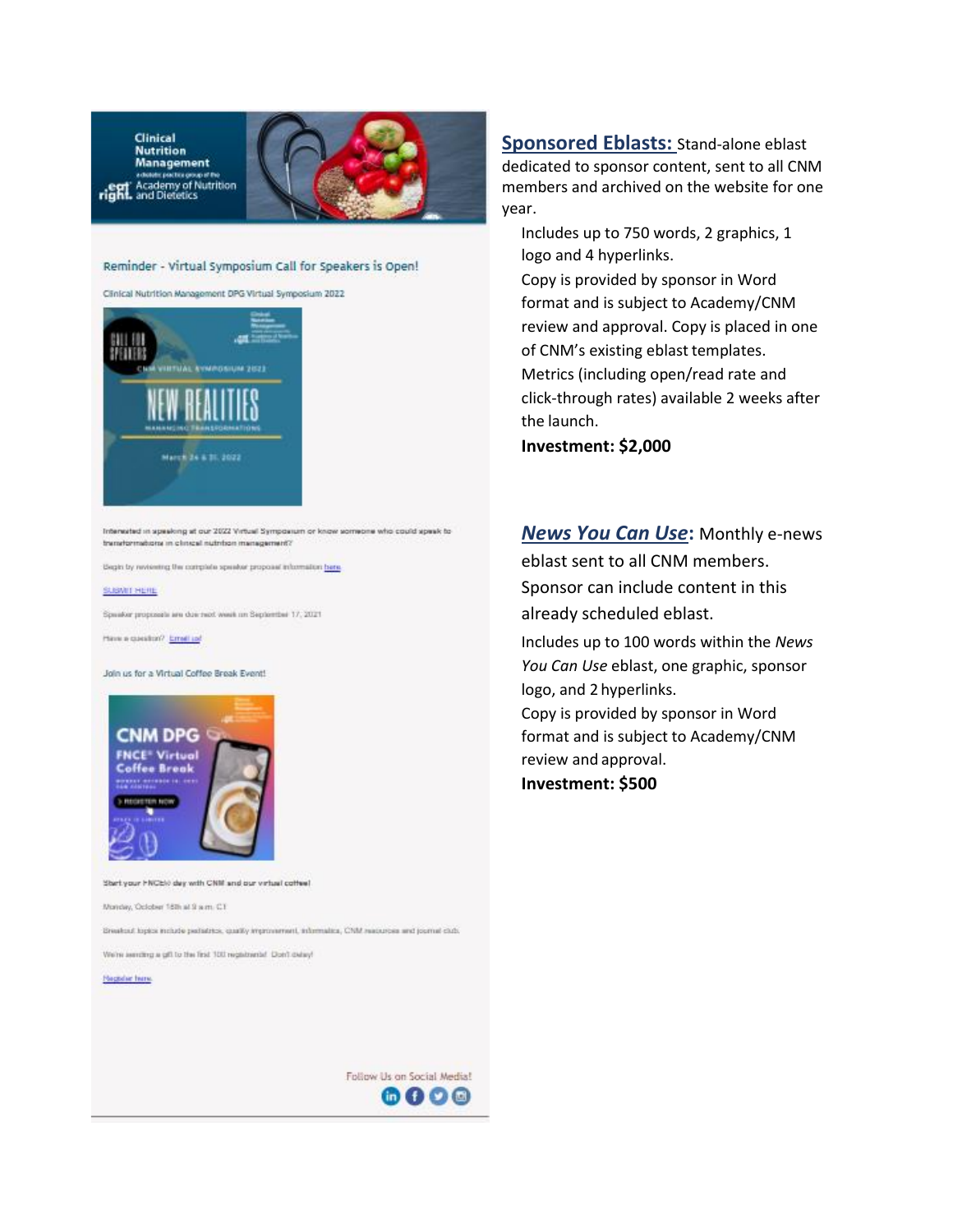**Sponsored Eblasts:** Stand-alone eblast dedicated to sponsor content, sent to all CNM members and archived on the website for one year.

Includes up to 750 words, 2 graphics, 1 logo and 4 hyperlinks.

Copy is provided by sponsor in Word format and is subject to Academy/CNM review and approval. Copy is placed in one of CNM's existing eblast templates.

Metrics (including open/read rate and click-through rates) available 2 weeks after the launch.

**Investment: $2,000**

***News You Can Use*****:** Monthly e-news eblast sent to all CNM members. Sponsor can include content in this already scheduled eblast.

Includes up to 100 words within the *News You Can Use* eblast, one graphic, sponsor logo, and 2 hyperlinks.

Copy is provided by sponsor in Word format and is subject to Academy/CNM review and approval.

**Investment: $500**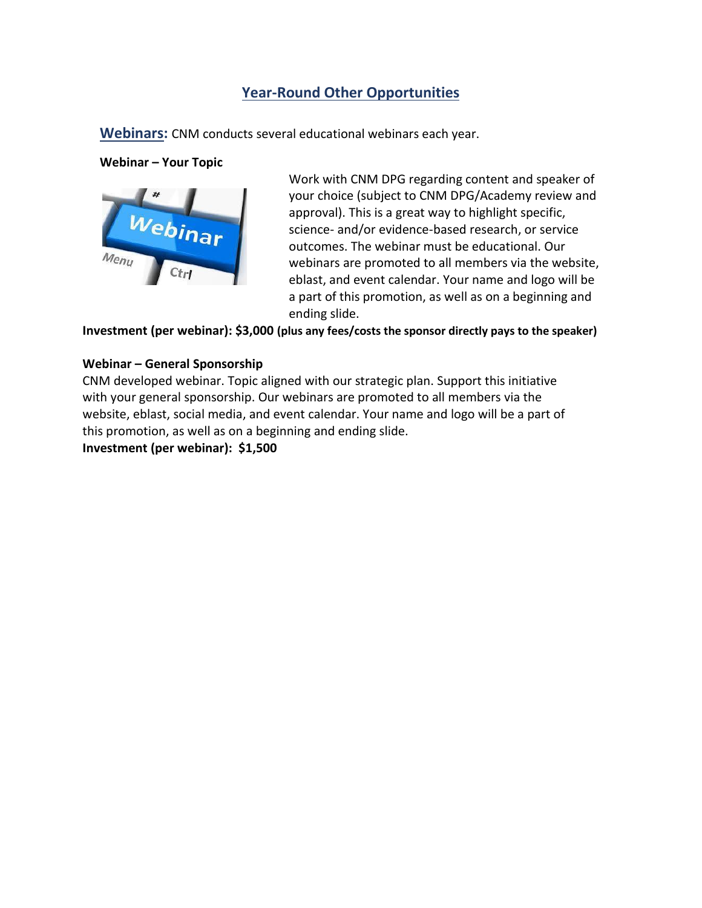## Year-Round Other Opportunities

**Webinars:** CNM conducts several educational webinars each year.

**Webinar – Your Topic**

Work with CNM DPG regarding content and speaker of your choice (subject to CNM DPG/Academy review and approval). This is a great way to highlight specific, science- and/or evidence-based research, or service outcomes. The webinar must be educational. Our webinars are promoted to all members via the website, eblast, and event calendar. Your name and logo will be a part of this promotion, as well as on a beginning and ending slide.

**Investment (per webinar): $3,000 (plus any fees/costs the sponsor directly pays to the speaker)**

**Webinar – General Sponsorship**

CNM developed webinar. Topic aligned with our strategic plan. Support this initiative with your general sponsorship. Our webinars are promoted to all members via the website, eblast, social media, and event calendar. Your name and logo will be a part of this promotion, as well as on a beginning and ending slide.

**Investment (per webinar): $1,500**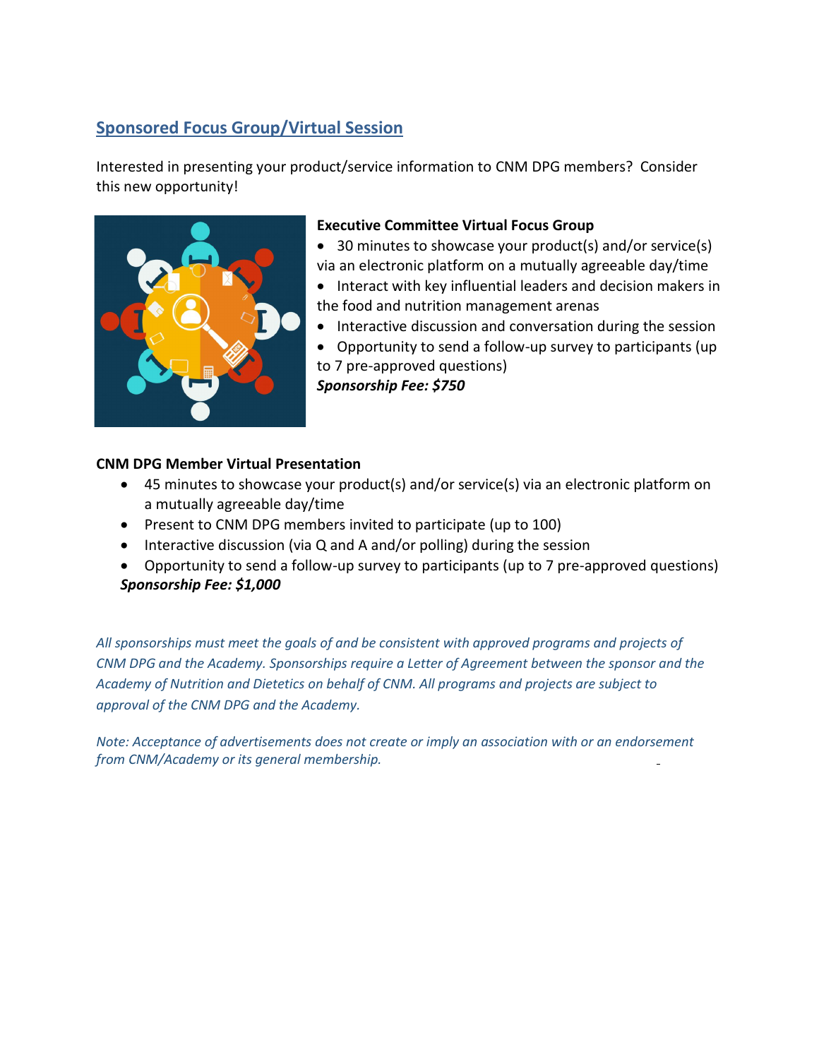## Sponsored Focus Group/Virtual Session

Interested in presenting your product/service information to CNM DPG members? Consider this new opportunity!

**Executive Committee Virtual Focus Group**

- 30 minutes to showcase your product(s) and/or service(s) via an electronic platform on a mutually agreeable day/time
- Interact with key influential leaders and decision makers in the food and nutrition management arenas
- Interactive discussion and conversation during the session
- Opportunity to send a follow-up survey to participants (up to 7 pre-approved questions)

***Sponsorship Fee: $750***

**CNM DPG Member Virtual Presentation**

- 45 minutes to showcase your product(s) and/or service(s) via an electronic platform on a mutually agreeable day/time
- Present to CNM DPG members invited to participate (up to 100)
- Interactive discussion (via Q and A and/or polling) during the session
- Opportunity to send a follow-up survey to participants (up to 7 pre-approved questions)

***Sponsorship Fee: $1,000***

*All sponsorships must meet the goals of and be consistent with approved programs and projects of CNM DPG and the Academy. Sponsorships require a Letter of Agreement between the sponsor and the Academy of Nutrition and Dietetics on behalf of CNM. All programs and projects are subject to approval of the CNM DPG and the Academy.*

*Note: Acceptance of advertisements does not create or imply an association with or an endorsement from CNM/Academy or its general membership.*